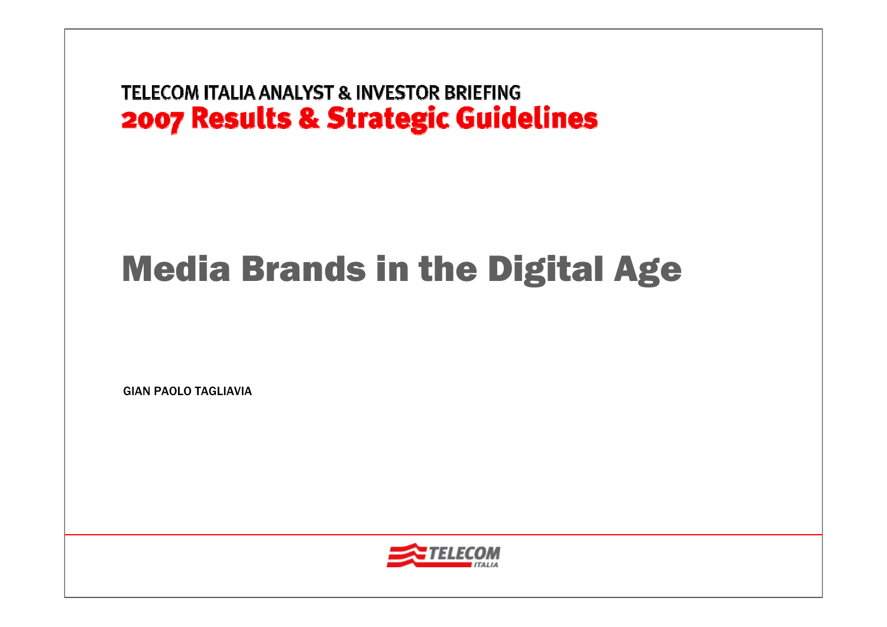TELECOM ITALIA ANALYST & INVESTOR BRIEFING

**2007 Results & Strategic Guidelines**

# Media Brands in the Digital Age

GIAN PAOLO TAGLIAVIA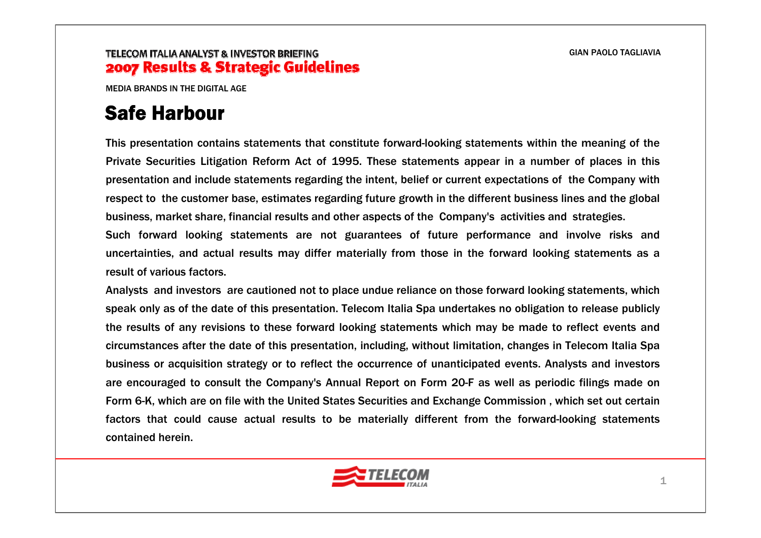# Safe Harbour

This presentation contains statements that constitute forward-looking statements within the meaning of the Private Securities Litigation Reform Act of 1995. These statements appear in a number of places in this presentation and include statements regarding the intent, belief or current expectations of the Company with respect to the customer base, estimates regarding future growth in the different business lines and the global business, market share, financial results and other aspects of the Company's activities and strategies.

Such forward looking statements are not guarantees of future performance and involve risks and uncertainties, and actual results may differ materially from those in the forward looking statements as a result of various factors.

Analysts and investors are cautioned not to place undue reliance on those forward looking statements, which speak only as of the date of this presentation. Telecom Italia Spa undertakes no obligation to release publicly the results of any revisions to these forward looking statements which may be made to reflect events and circumstances after the date of this presentation, including, without limitation, changes in Telecom Italia Spa business or acquisition strategy or to reflect the occurrence of unanticipated events. Analysts and investors are encouraged to consult the Company's Annual Report on Form 20-F as well as periodic filings made on Form 6-K, which are on file with the United States Securities and Exchange Commission , which set out certain factors that could cause actual results to be materially different from the forward-looking statements contained herein.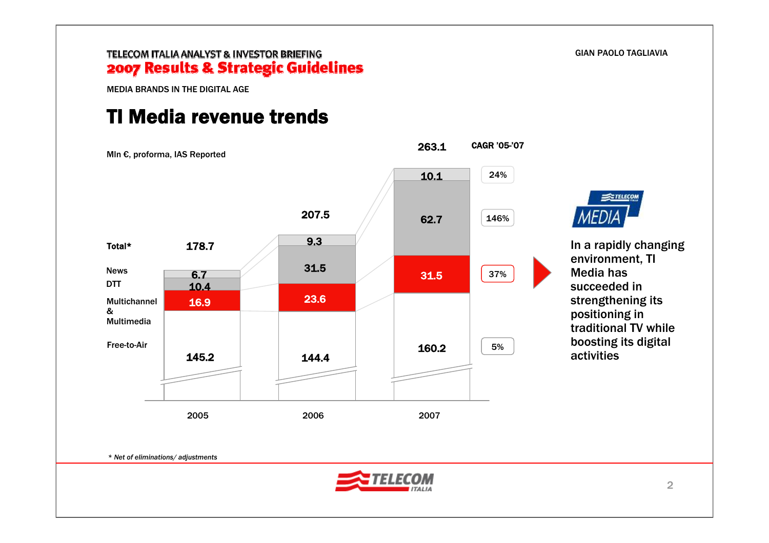MEDIA BRANDS IN THE DIGITAL AGE

# TI Media revenue trends

Mln €, proforma, IAS Reported

| | 2005 | 2006 | 2007 | CAGR '05-'07 |
|---|---|---|---|---|
| Total* | 178.7 | 207.5 | 263.1 | |
| News | 6.7 | 9.3 | 10.1 | 24% |
| DTT | 10.4 | 31.5 | 62.7 | 146% |
| Multichannel & Multimedia | 16.9 | 23.6 | 31.5 | 37% |
| Free-to-Air | 145.2 | 144.4 | 160.2 | 5% |

In a rapidly changing environment, TI Media has succeeded in strengthening its positioning in traditional TV while boosting its digital activities

*\* Net of eliminations/ adjustments*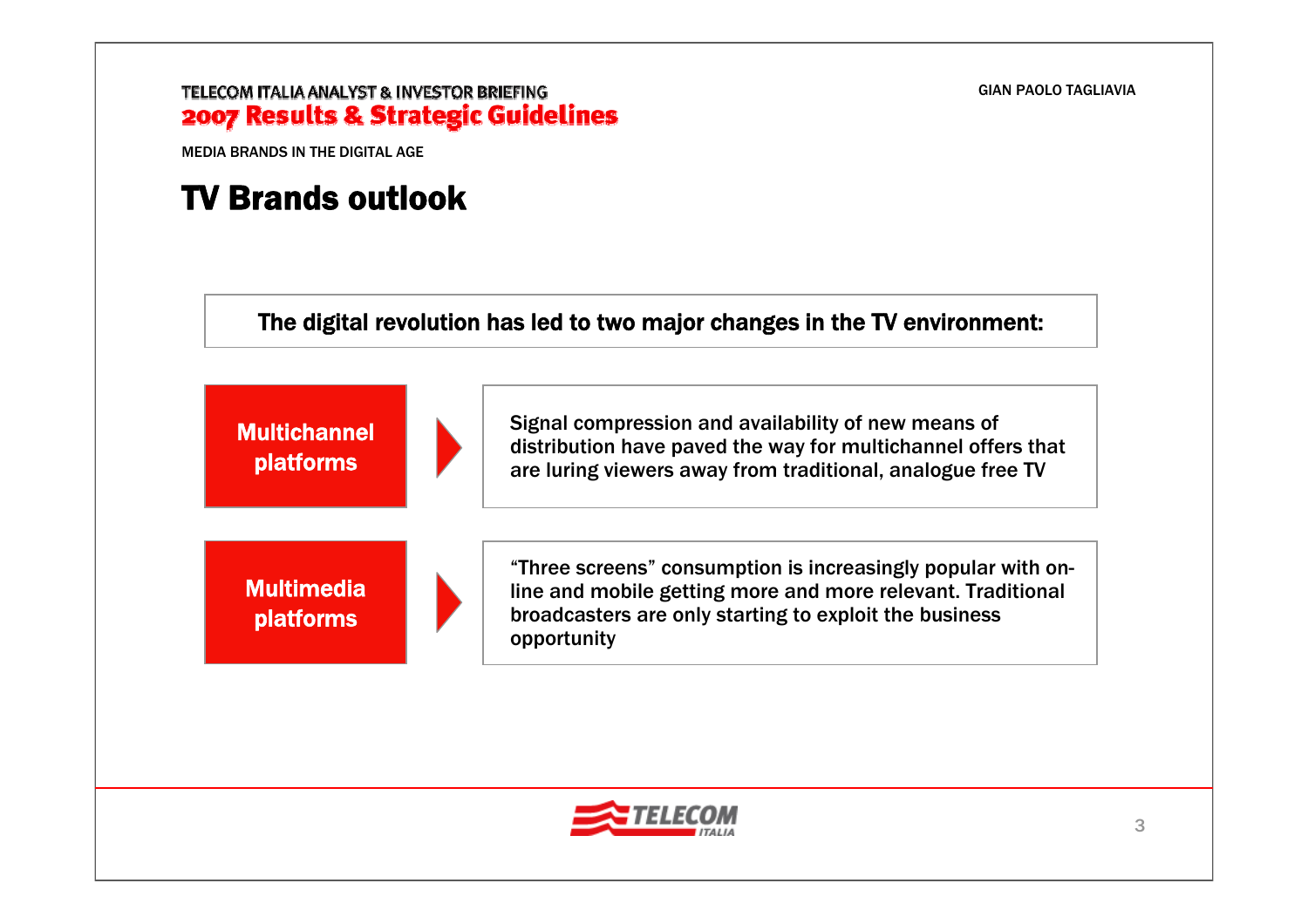MEDIA BRANDS IN THE DIGITAL AGE

# TV Brands outlook

**The digital revolution has led to two major changes in the TV environment:**

**Multichannel platforms** ➤ Signal compression and availability of new means of distribution have paved the way for multichannel offers that are luring viewers away from traditional, analogue free TV

**Multimedia platforms** ➤ “Three screens” consumption is increasingly popular with on-line and mobile getting more and more relevant. Traditional broadcasters are only starting to exploit the business opportunity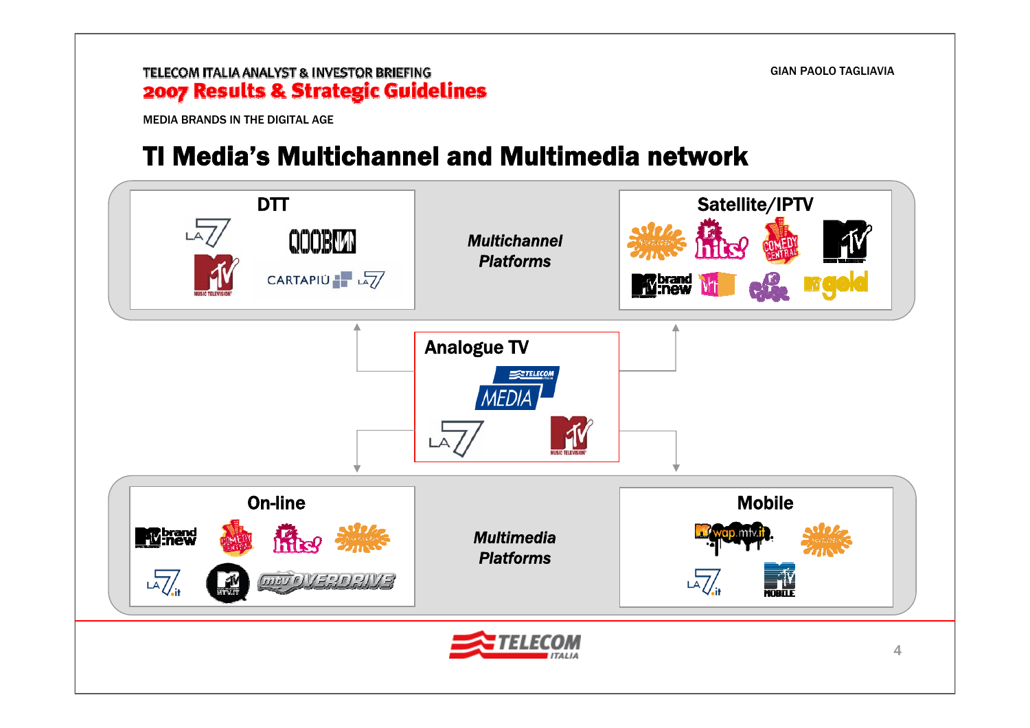MEDIA BRANDS IN THE DIGITAL AGE

# TI Media's Multichannel and Multimedia network

## Multichannel Platforms

### DTT

### Satellite/IPTV

### Analogue TV

## Multimedia Platforms

### On-line

### Mobile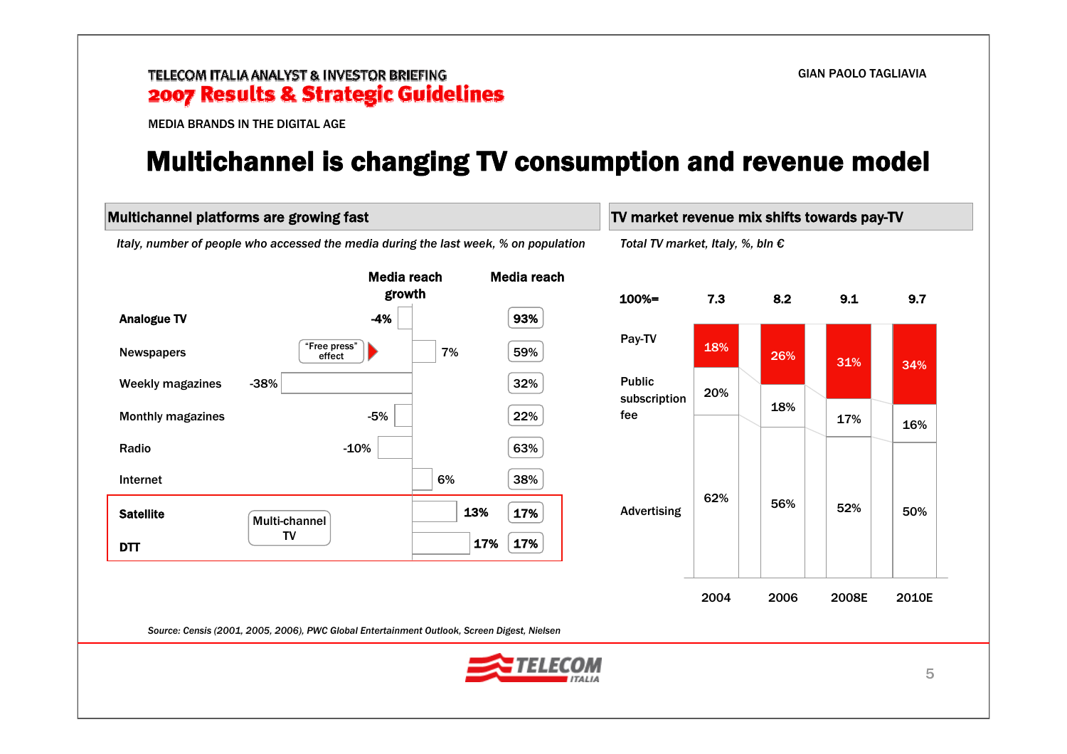MEDIA BRANDS IN THE DIGITAL AGE

# Multichannel is changing TV consumption and revenue model

## Multichannel platforms are growing fast

*Italy, number of people who accessed the media during the last week, % on population*

| | Media reach growth | Media reach |
|---|---|---|
| **Analogue TV** | -4% | 93% |
| Newspapers ("Free press" effect) | 7% | 59% |
| Weekly magazines | -38% | 32% |
| Monthly magazines | -5% | 22% |
| Radio | -10% | 63% |
| Internet | 6% | 38% |
| **Satellite** (Multi-channel TV) | 13% | 17% |
| **DTT** (Multi-channel TV) | 17% | 17% |

## TV market revenue mix shifts towards pay-TV

*Total TV market, Italy, %, bln €*

| | 2004 | 2006 | 2008E | 2010E |
|---|---|---|---|---|
| 100%= | 7.3 | 8.2 | 9.1 | 9.7 |
| Pay-TV | 18% | 26% | 31% | 34% |
| Public subscription fee | 20% | 18% | 17% | 16% |
| Advertising | 62% | 56% | 52% | 50% |

*Source: Censis (2001, 2005, 2006), PWC Global Entertainment Outlook, Screen Digest, Nielsen*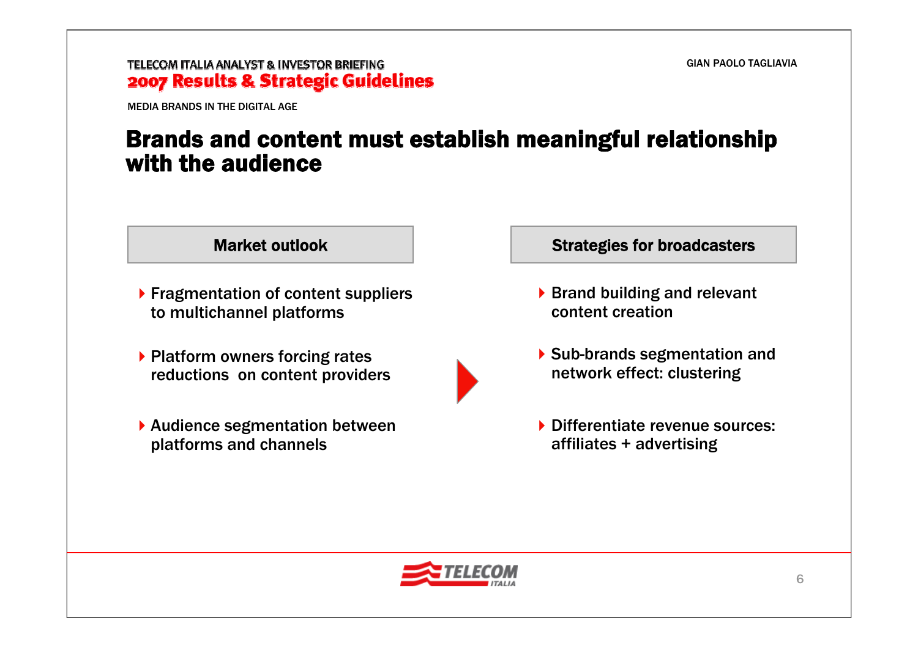MEDIA BRANDS IN THE DIGITAL AGE

# Brands and content must establish meaningful relationship with the audience

## Market outlook

- Fragmentation of content suppliers to multichannel platforms
- Platform owners forcing rates reductions on content providers
- Audience segmentation between platforms and channels

## Strategies for broadcasters

- Brand building and relevant content creation
- Sub-brands segmentation and network effect: clustering
- Differentiate revenue sources: affiliates + advertising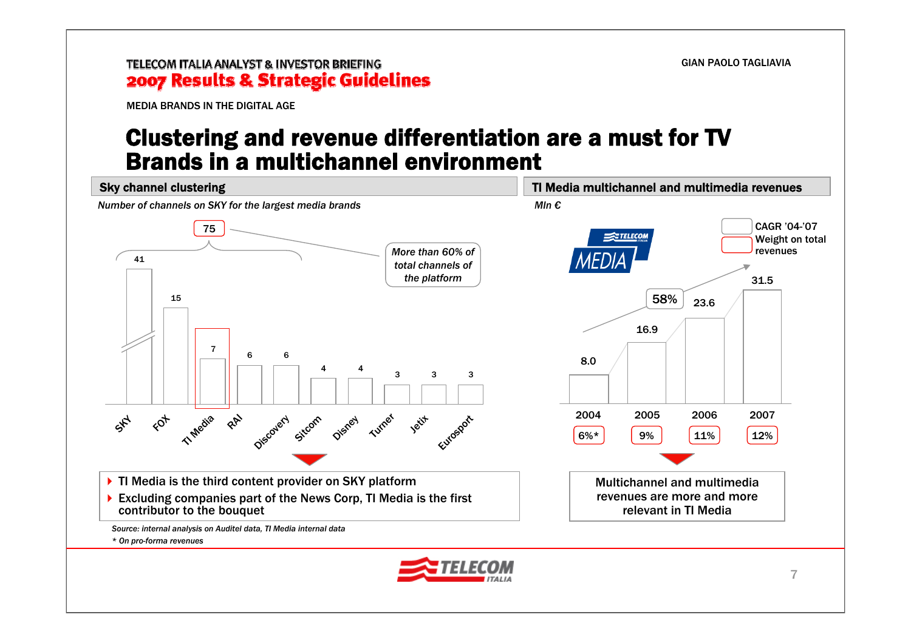MEDIA BRANDS IN THE DIGITAL AGE

# Clustering and revenue differentiation are a must for TV Brands in a multichannel environment

## Sky channel clustering

*Number of channels on SKY for the largest media brands*

| Brand | Number of channels |
|---|---|
| SKY | 41 |
| FOX | 15 |
| TI Media | 7 |
| RAI | 6 |
| Discovery | 6 |
| Sitcom | 4 |
| Disney | 4 |
| Turner | 3 |
| Jetix | 3 |
| Eurosport | 3 |

SKY + FOX + TI Media: 75 — More than 60% of total channels of the platform

- TI Media is the third content provider on SKY platform
- Excluding companies part of the News Corp, TI Media is the first contributor to the bouquet

## TI Media multichannel and multimedia revenues

*Mln €*

| | 2004 | 2005 | 2006 | 2007 |
|---|---|---|---|---|
| Revenues | 8.0 | 16.9 | 23.6 | 31.5 |
| Weight on total revenues | 6%* | 9% | 11% | 12% |

CAGR '04-'07: 58%

Multichannel and multimedia revenues are more and more relevant in TI Media

*Source: internal analysis on Auditel data, TI Media internal data*

*\* On pro-forma revenues*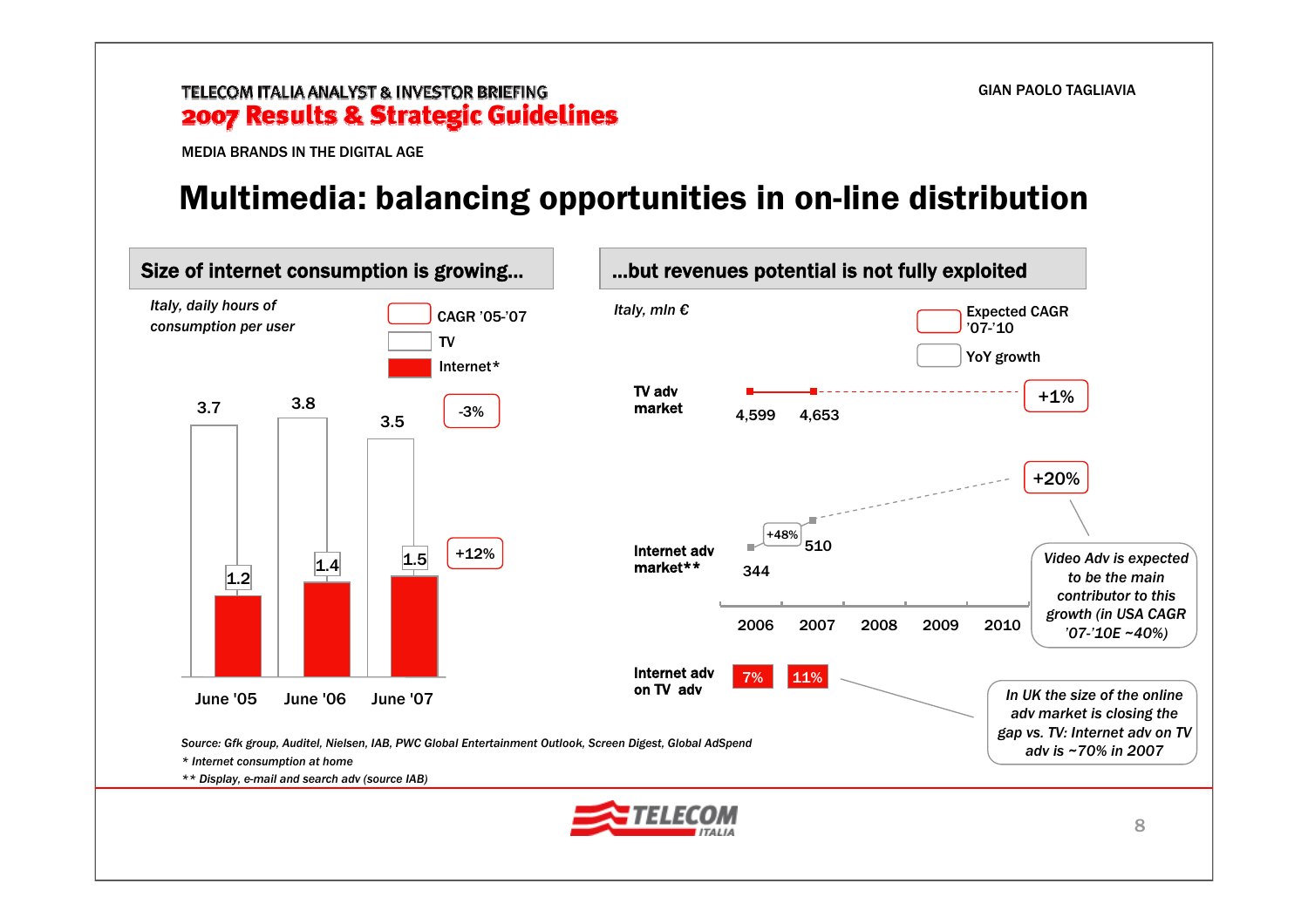MEDIA BRANDS IN THE DIGITAL AGE

# Multimedia: balancing opportunities in on-line distribution

## Size of internet consumption is growing...

*Italy, daily hours of consumption per user*

| | June '05 | June '06 | June '07 | CAGR '05-'07 |
|---|---|---|---|---|
| TV | 3.7 | 3.8 | 3.5 | -3% |
| Internet* | 1.2 | 1.4 | 1.5 | +12% |

## ...but revenues potential is not fully exploited

*Italy, mln €*

| | 2006 | 2007 | 2008 | 2009 | 2010 | Expected CAGR '07-'10 |
|---|---|---|---|---|---|---|
| TV adv market | 4,599 | 4,653 | | | | +1% |
| Internet adv market** | 344 | 510 | | | | +20% |
| Internet adv on TV adv | 7% | 11% | | | | |

YoY growth Internet adv market 2006-2007: +48%

*Video Adv is expected to be the main contributor to this growth (in USA CAGR '07-'10E ~40%)*

*In UK the size of the online adv market is closing the gap vs. TV: Internet adv on TV adv is ~70% in 2007*

*Source: Gfk group, Auditel, Nielsen, IAB, PWC Global Entertainment Outlook, Screen Digest, Global AdSpend*

*\* Internet consumption at home*

*\*\* Display, e-mail and search adv (source IAB)*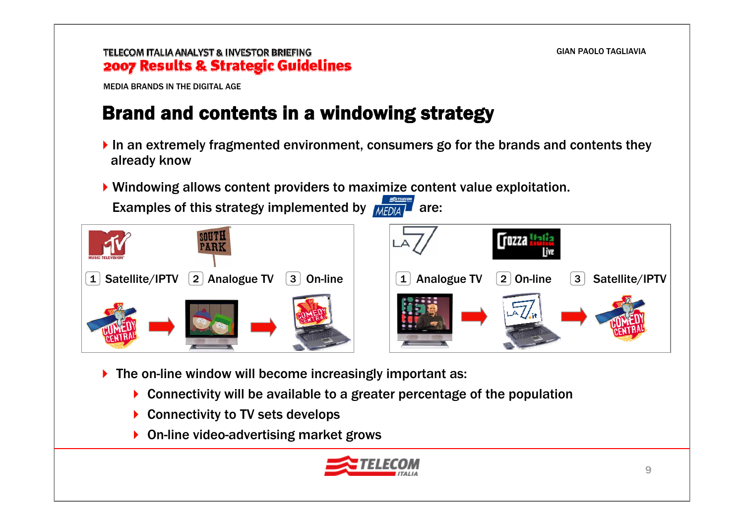# Brand and contents in a windowing strategy

- In an extremely fragmented environment, consumers go for the brands and contents they already know
- Windowing allows content providers to maximize content value exploitation. Examples of this strategy implemented by Telecom Media are:

1 Satellite/IPTV → 2 Analogue TV → 3 On-line

1 Analogue TV → 2 On-line → 3 Satellite/IPTV

- The on-line window will become increasingly important as:
  - Connectivity will be available to a greater percentage of the population
  - Connectivity to TV sets develops
  - On-line video-advertising market grows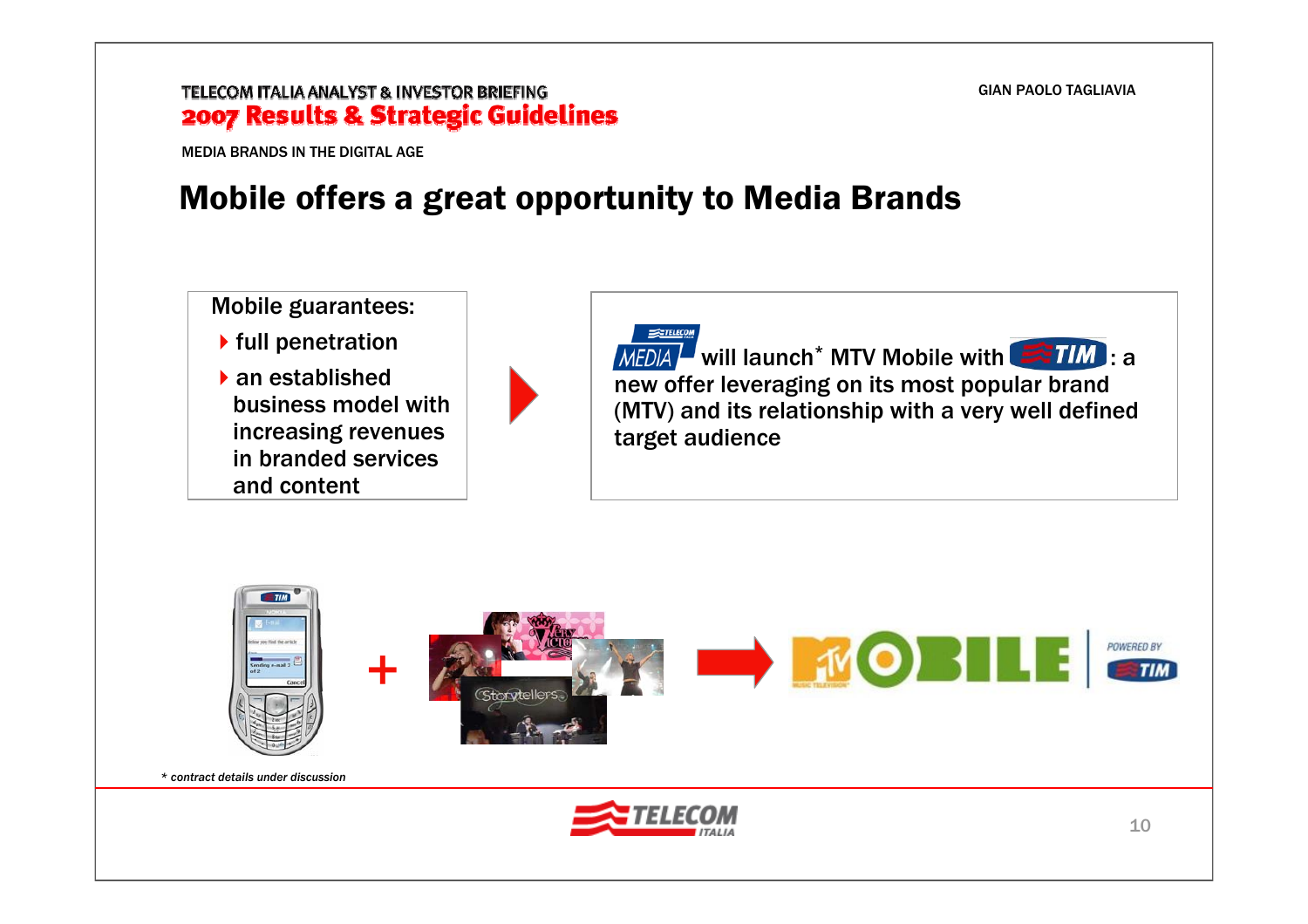MEDIA BRANDS IN THE DIGITAL AGE

# Mobile offers a great opportunity to Media Brands

Mobile guarantees:

- full penetration
- an established business model with increasing revenues in branded services and content

TELECOM MEDIA will launch* MTV Mobile with TIM: a new offer leveraging on its most popular brand (MTV) and its relationship with a very well defined target audience

MTV MOBILE POWERED BY TIM

*\* contract details under discussion*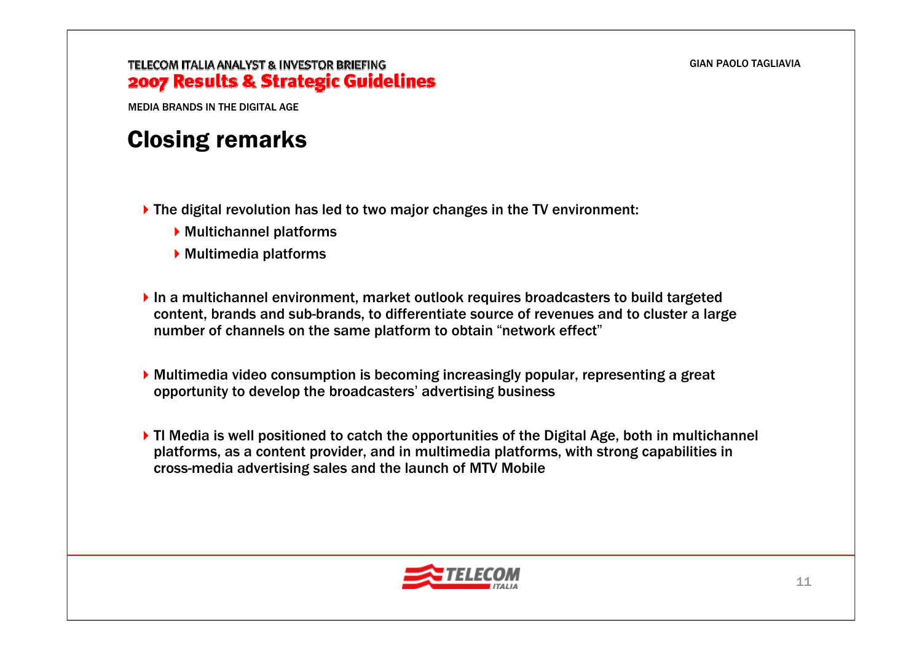MEDIA BRANDS IN THE DIGITAL AGE

# Closing remarks

- The digital revolution has led to two major changes in the TV environment:
  - Multichannel platforms
  - Multimedia platforms

- In a multichannel environment, market outlook requires broadcasters to build targeted content, brands and sub-brands, to differentiate source of revenues and to cluster a large number of channels on the same platform to obtain "network effect"

- Multimedia video consumption is becoming increasingly popular, representing a great opportunity to develop the broadcasters' advertising business

- TI Media is well positioned to catch the opportunities of the Digital Age, both in multichannel platforms, as a content provider, and in multimedia platforms, with strong capabilities in cross-media advertising sales and the launch of MTV Mobile